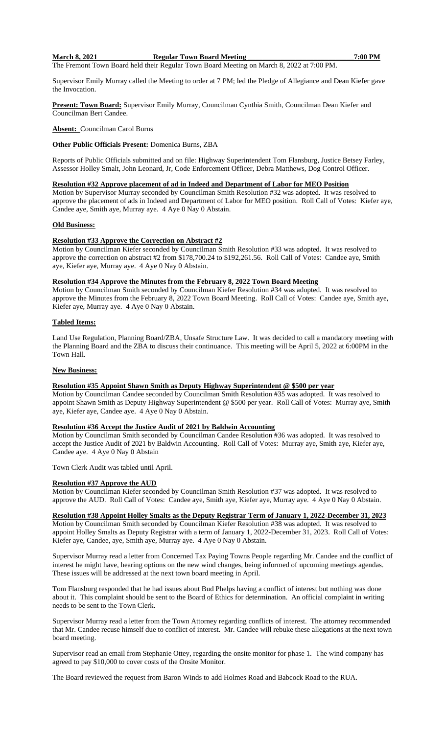**March 8, 2021 Regular Town Board Meeting \_\_\_\_\_\_\_\_\_\_\_\_\_\_\_\_\_\_\_\_\_\_\_\_\_\_\_\_\_7:00 PM**

The Fremont Town Board held their Regular Town Board Meeting on March 8, 2022 at 7:00 PM.

Supervisor Emily Murray called the Meeting to order at 7 PM; led the Pledge of Allegiance and Dean Kiefer gave the Invocation.

**Present: Town Board:** Supervisor Emily Murray, Councilman Cynthia Smith, Councilman Dean Kiefer and Councilman Bert Candee.

**Absent:** Councilman Carol Burns

**Other Public Officials Present:** Domenica Burns, ZBA

Reports of Public Officials submitted and on file: Highway Superintendent Tom Flansburg, Justice Betsey Farley, Assessor Holley Smalt, John Leonard, Jr, Code Enforcement Officer, Debra Matthews, Dog Control Officer.

**Resolution #32 Approve placement of ad in Indeed and Department of Labor for MEO Position**

Motion by Supervisor Murray seconded by Councilman Smith Resolution #32 was adopted. It was resolved to approve the placement of ads in Indeed and Department of Labor for MEO position. Roll Call of Votes: Kiefer aye, Candee aye, Smith aye, Murray aye. 4 Aye 0 Nay 0 Abstain.

**Old Business:**

**Resolution #33 Approve the Correction on Abstract #2**

Motion by Councilman Kiefer seconded by Councilman Smith Resolution #33 was adopted. It was resolved to approve the correction on abstract #2 from $178,700.24 to $192,261.56. Roll Call of Votes: Candee aye, Smith aye, Kiefer aye, Murray aye. 4 Aye 0 Nay 0 Abstain.

**Resolution #34 Approve the Minutes from the February 8, 2022 Town Board Meeting**

Motion by Councilman Smith seconded by Councilman Kiefer Resolution #34 was adopted. It was resolved to approve the Minutes from the February 8, 2022 Town Board Meeting. Roll Call of Votes: Candee aye, Smith aye, Kiefer aye, Murray aye. 4 Aye 0 Nay 0 Abstain.

**Tabled Items:**

Land Use Regulation, Planning Board/ZBA, Unsafe Structure Law. It was decided to call a mandatory meeting with the Planning Board and the ZBA to discuss their continuance. This meeting will be April 5, 2022 at 6:00PM in the Town Hall.

**New Business:**

**Resolution #35 Appoint Shawn Smith as Deputy Highway Superintendent @ $500 per year**

Motion by Councilman Candee seconded by Councilman Smith Resolution #35 was adopted. It was resolved to appoint Shawn Smith as Deputy Highway Superintendent @ $500 per year. Roll Call of Votes: Murray aye, Smith aye, Kiefer aye, Candee aye. 4 Aye 0 Nay 0 Abstain.

**Resolution #36 Accept the Justice Audit of 2021 by Baldwin Accounting**

Motion by Councilman Smith seconded by Councilman Candee Resolution #36 was adopted. It was resolved to accept the Justice Audit of 2021 by Baldwin Accounting. Roll Call of Votes: Murray aye, Smith aye, Kiefer aye, Candee aye. 4 Aye 0 Nay 0 Abstain

Town Clerk Audit was tabled until April.

**Resolution #37 Approve the AUD**

Motion by Councilman Kiefer seconded by Councilman Smith Resolution #37 was adopted. It was resolved to approve the AUD. Roll Call of Votes: Candee aye, Smith aye, Kiefer aye, Murray aye. 4 Aye 0 Nay 0 Abstain.

**Resolution #38 Appoint Holley Smalts as the Deputy Registrar Term of January 1, 2022-December 31, 2023**

Motion by Councilman Smith seconded by Councilman Kiefer Resolution #38 was adopted. It was resolved to appoint Holley Smalts as Deputy Registrar with a term of January 1, 2022-December 31, 2023. Roll Call of Votes: Kiefer aye, Candee, aye, Smith aye, Murray aye. 4 Aye 0 Nay 0 Abstain.

Supervisor Murray read a letter from Concerned Tax Paying Towns People regarding Mr. Candee and the conflict of interest he might have, hearing options on the new wind changes, being informed of upcoming meetings agendas. These issues will be addressed at the next town board meeting in April.

Tom Flansburg responded that he had issues about Bud Phelps having a conflict of interest but nothing was done about it. This complaint should be sent to the Board of Ethics for determination. An official complaint in writing needs to be sent to the Town Clerk.

Supervisor Murray read a letter from the Town Attorney regarding conflicts of interest. The attorney recommended that Mr. Candee recuse himself due to conflict of interest. Mr. Candee will rebuke these allegations at the next town board meeting.

Supervisor read an email from Stephanie Ottey, regarding the onsite monitor for phase 1. The wind company has agreed to pay $10,000 to cover costs of the Onsite Monitor.

The Board reviewed the request from Baron Winds to add Holmes Road and Babcock Road to the RUA.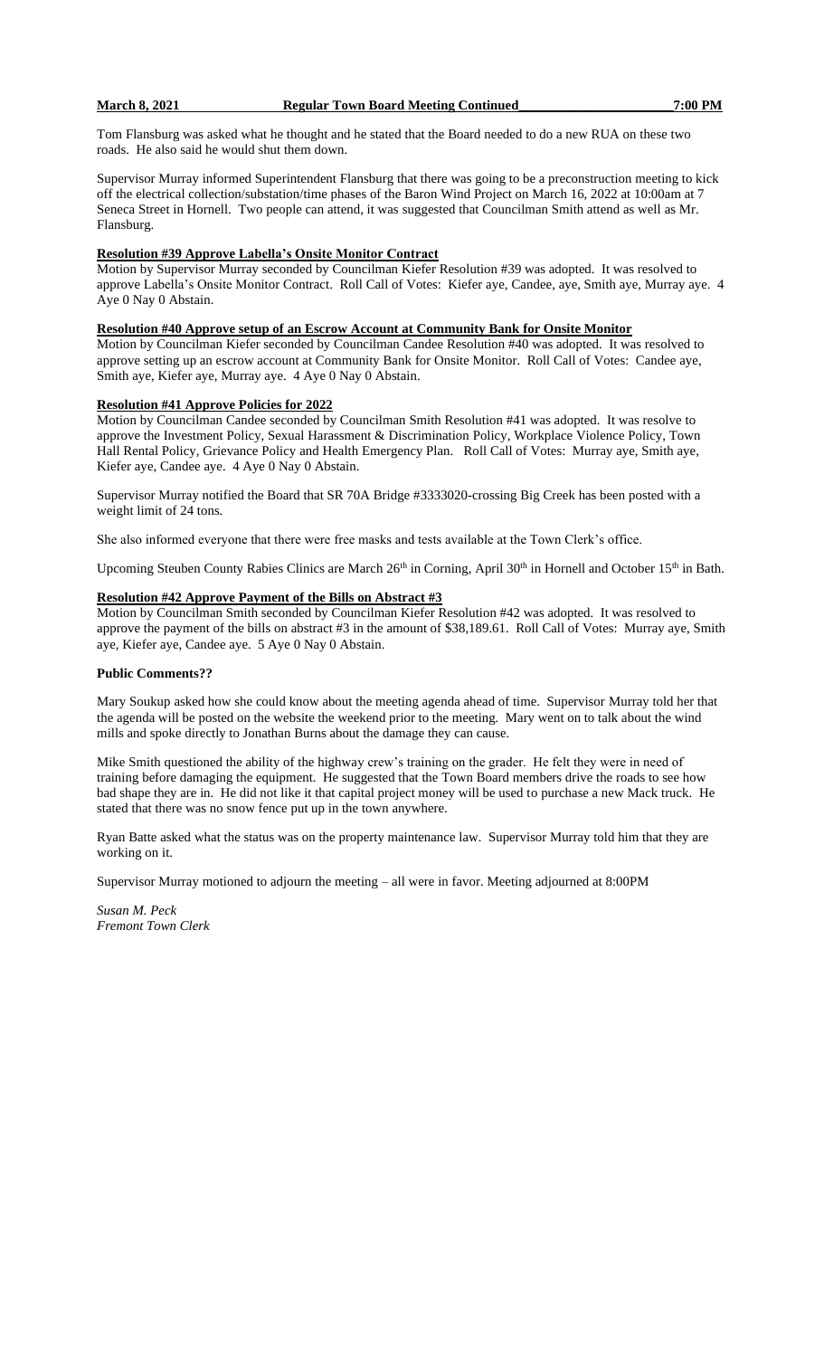Tom Flansburg was asked what he thought and he stated that the Board needed to do a new RUA on these two roads. He also said he would shut them down.

Supervisor Murray informed Superintendent Flansburg that there was going to be a preconstruction meeting to kick off the electrical collection/substation/time phases of the Baron Wind Project on March 16, 2022 at 10:00am at 7 Seneca Street in Hornell. Two people can attend, it was suggested that Councilman Smith attend as well as Mr. Flansburg.

**Resolution #39 Approve Labella's Onsite Monitor Contract**

Motion by Supervisor Murray seconded by Councilman Kiefer Resolution #39 was adopted. It was resolved to approve Labella's Onsite Monitor Contract. Roll Call of Votes: Kiefer aye, Candee, aye, Smith aye, Murray aye. 4 Aye 0 Nay 0 Abstain.

**Resolution #40 Approve setup of an Escrow Account at Community Bank for Onsite Monitor**

Motion by Councilman Kiefer seconded by Councilman Candee Resolution #40 was adopted. It was resolved to approve setting up an escrow account at Community Bank for Onsite Monitor. Roll Call of Votes: Candee aye, Smith aye, Kiefer aye, Murray aye. 4 Aye 0 Nay 0 Abstain.

**Resolution #41 Approve Policies for 2022**

Motion by Councilman Candee seconded by Councilman Smith Resolution #41 was adopted. It was resolve to approve the Investment Policy, Sexual Harassment & Discrimination Policy, Workplace Violence Policy, Town Hall Rental Policy, Grievance Policy and Health Emergency Plan. Roll Call of Votes: Murray aye, Smith aye, Kiefer aye, Candee aye. 4 Aye 0 Nay 0 Abstain.

Supervisor Murray notified the Board that SR 70A Bridge #3333020-crossing Big Creek has been posted with a weight limit of 24 tons.

She also informed everyone that there were free masks and tests available at the Town Clerk's office.

Upcoming Steuben County Rabies Clinics are March 26th in Corning, April 30th in Hornell and October 15th in Bath.

**Resolution #42 Approve Payment of the Bills on Abstract #3**

Motion by Councilman Smith seconded by Councilman Kiefer Resolution #42 was adopted. It was resolved to approve the payment of the bills on abstract #3 in the amount of $38,189.61. Roll Call of Votes: Murray aye, Smith aye, Kiefer aye, Candee aye. 5 Aye 0 Nay 0 Abstain.

**Public Comments??**

Mary Soukup asked how she could know about the meeting agenda ahead of time. Supervisor Murray told her that the agenda will be posted on the website the weekend prior to the meeting. Mary went on to talk about the wind mills and spoke directly to Jonathan Burns about the damage they can cause.

Mike Smith questioned the ability of the highway crew's training on the grader. He felt they were in need of training before damaging the equipment. He suggested that the Town Board members drive the roads to see how bad shape they are in. He did not like it that capital project money will be used to purchase a new Mack truck. He stated that there was no snow fence put up in the town anywhere.

Ryan Batte asked what the status was on the property maintenance law. Supervisor Murray told him that they are working on it.

Supervisor Murray motioned to adjourn the meeting – all were in favor. Meeting adjourned at 8:00PM

*Susan M. Peck*
*Fremont Town Clerk*